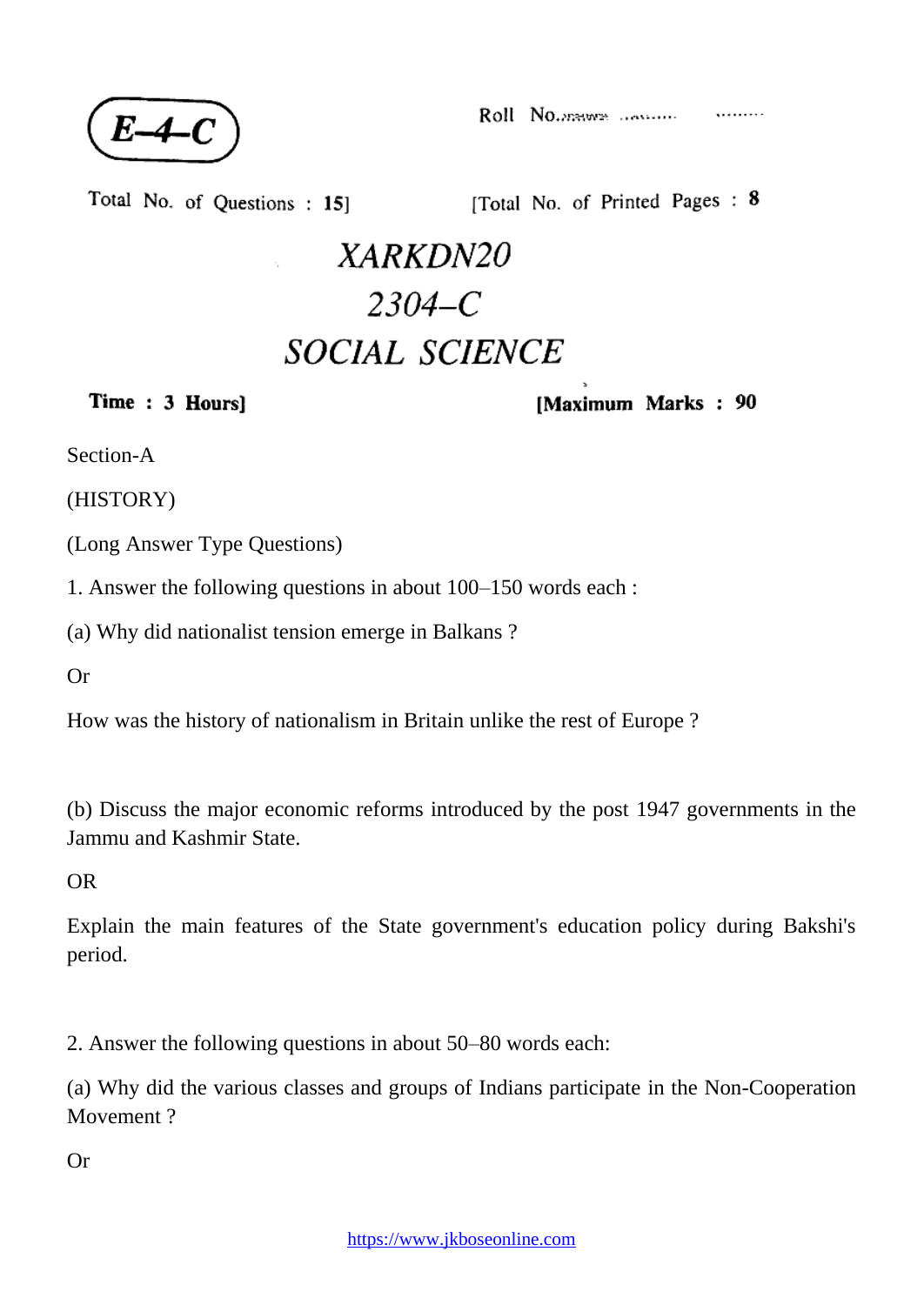**E–4–C**

Roll No. ................

Total No. of Questions : 15] [Total No. of Printed Pages : 8

# XARKDN20

# 2304–C

# SOCIAL SCIENCE

**Time : 3 Hours]** **[Maximum Marks : 90**

Section-A

(HISTORY)

(Long Answer Type Questions)

1. Answer the following questions in about 100–150 words each :

(a) Why did nationalist tension emerge in Balkans ?

Or

How was the history of nationalism in Britain unlike the rest of Europe ?

(b) Discuss the major economic reforms introduced by the post 1947 governments in the Jammu and Kashmir State.

OR

Explain the main features of the State government's education policy during Bakshi's period.

2. Answer the following questions in about 50–80 words each:

(a) Why did the various classes and groups of Indians participate in the Non-Cooperation Movement ?

Or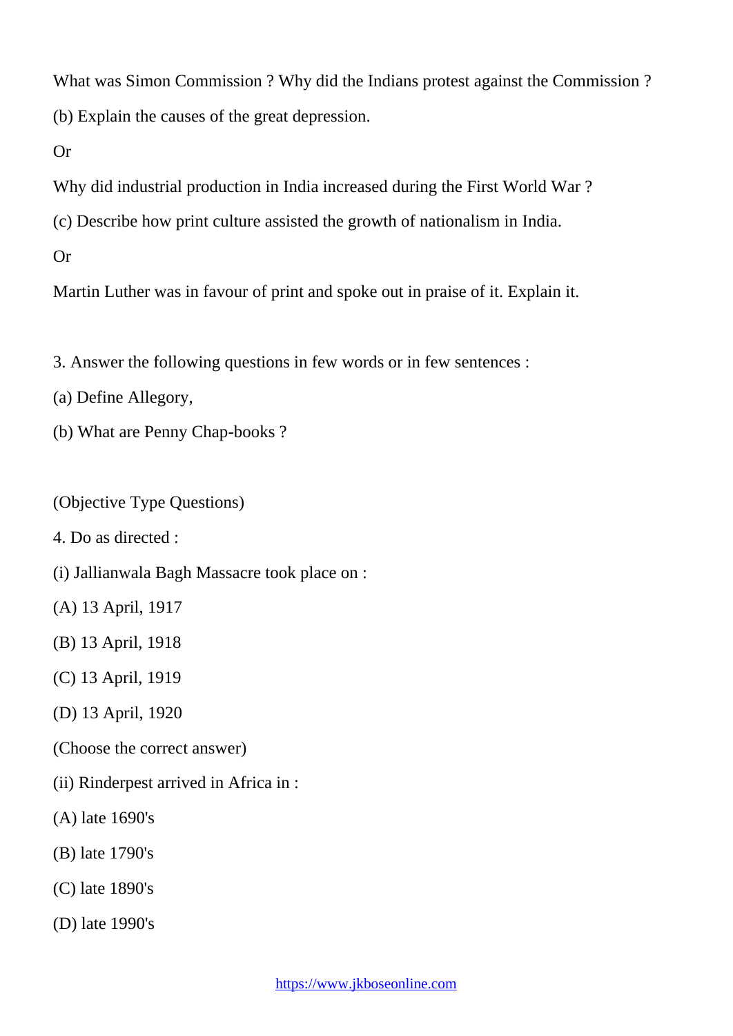What was Simon Commission ? Why did the Indians protest against the Commission ?

(b) Explain the causes of the great depression.

Or

Why did industrial production in India increased during the First World War ?

(c) Describe how print culture assisted the growth of nationalism in India.

Or

Martin Luther was in favour of print and spoke out in praise of it. Explain it.

3. Answer the following questions in few words or in few sentences :

(a) Define Allegory,

(b) What are Penny Chap-books ?

(Objective Type Questions)

4. Do as directed :

(i) Jallianwala Bagh Massacre took place on :

(A) 13 April, 1917

(B) 13 April, 1918

(C) 13 April, 1919

(D) 13 April, 1920

(Choose the correct answer)

(ii) Rinderpest arrived in Africa in :

(A) late 1690's

(B) late 1790's

(C) late 1890's

(D) late 1990's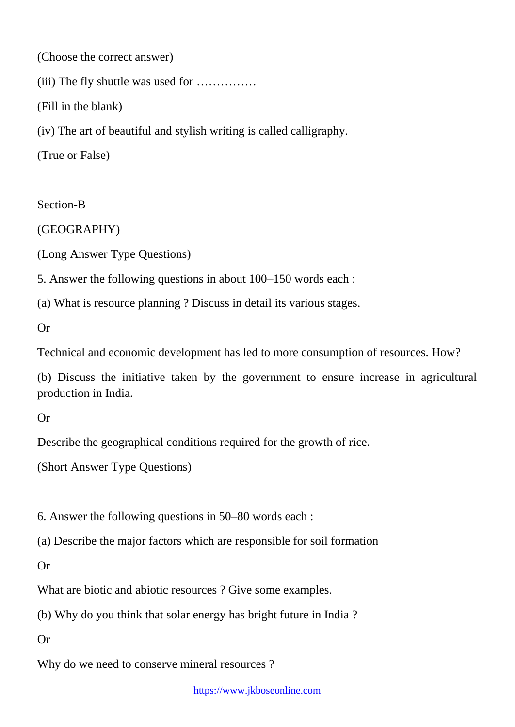(Choose the correct answer)

(iii) The fly shuttle was used for ……………

(Fill in the blank)

(iv) The art of beautiful and stylish writing is called calligraphy.

(True or False)

Section-B

(GEOGRAPHY)

(Long Answer Type Questions)

5. Answer the following questions in about 100–150 words each :

(a) What is resource planning ? Discuss in detail its various stages.

Or

Technical and economic development has led to more consumption of resources. How?

(b) Discuss the initiative taken by the government to ensure increase in agricultural production in India.

Or

Describe the geographical conditions required for the growth of rice.

(Short Answer Type Questions)

6. Answer the following questions in 50–80 words each :

(a) Describe the major factors which are responsible for soil formation

Or

What are biotic and abiotic resources ? Give some examples.

(b) Why do you think that solar energy has bright future in India ?

Or

Why do we need to conserve mineral resources ?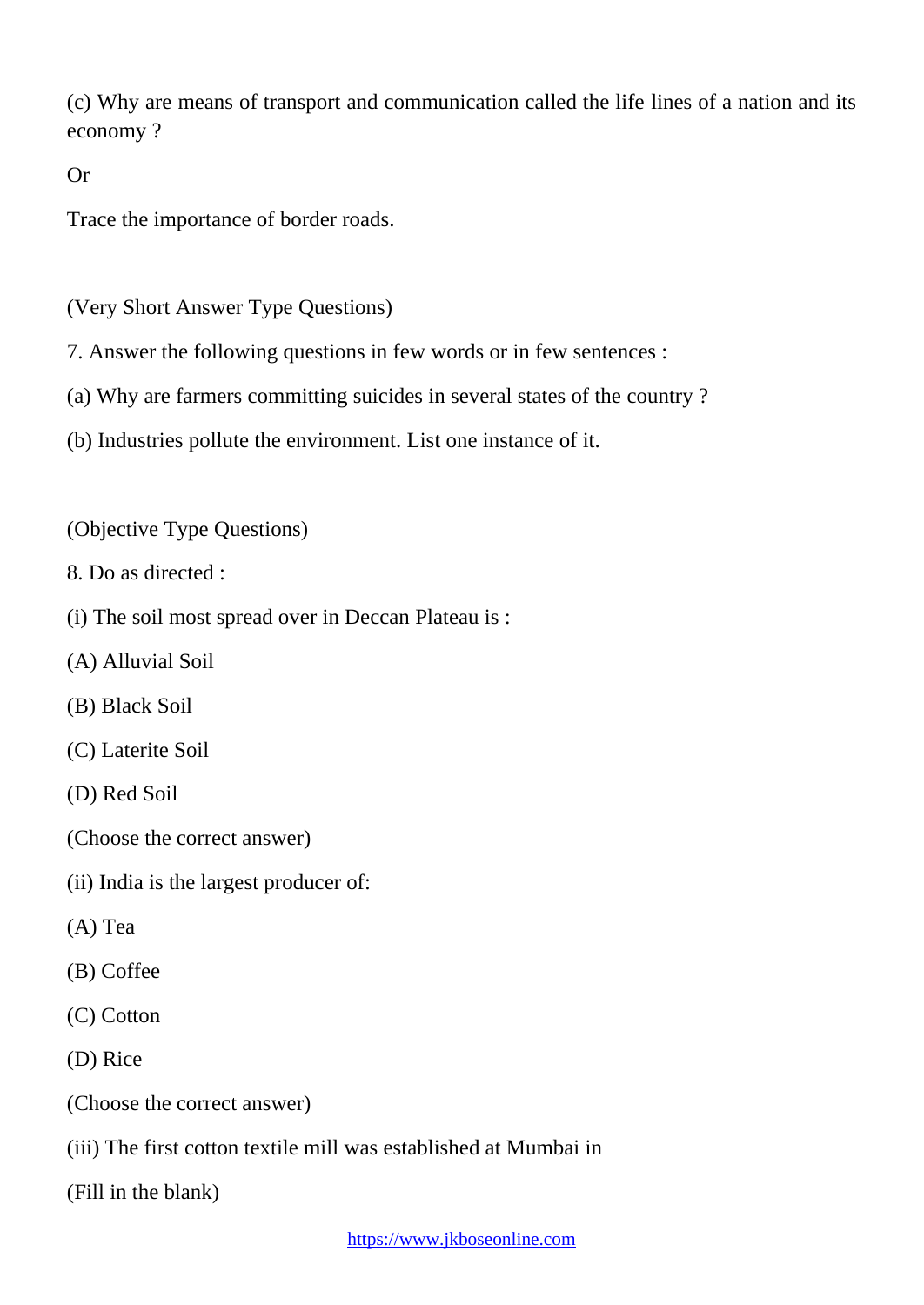(c) Why are means of transport and communication called the life lines of a nation and its economy ?

Or

Trace the importance of border roads.

(Very Short Answer Type Questions)

7. Answer the following questions in few words or in few sentences :

(a) Why are farmers committing suicides in several states of the country ?

(b) Industries pollute the environment. List one instance of it.

(Objective Type Questions)

8. Do as directed :

(i) The soil most spread over in Deccan Plateau is :

(A) Alluvial Soil

(B) Black Soil

(C) Laterite Soil

(D) Red Soil

(Choose the correct answer)

(ii) India is the largest producer of:

(A) Tea

(B) Coffee

(C) Cotton

(D) Rice

(Choose the correct answer)

(iii) The first cotton textile mill was established at Mumbai in

(Fill in the blank)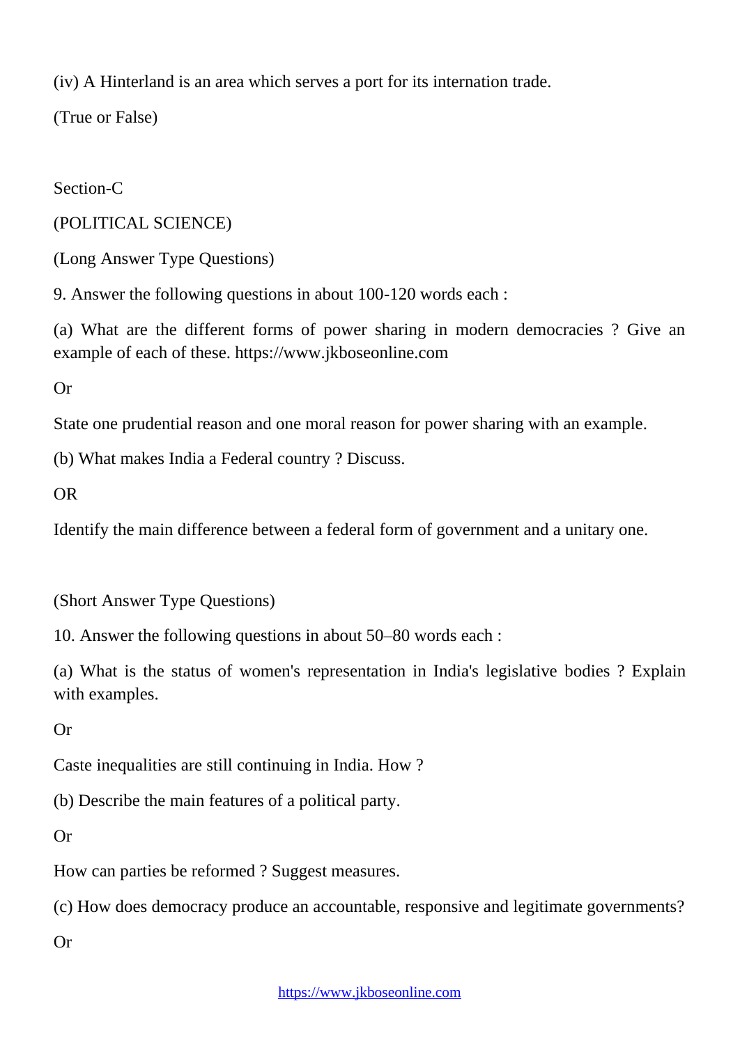(iv) A Hinterland is an area which serves a port for its international trade.

(True or False)

Section-C

(POLITICAL SCIENCE)

(Long Answer Type Questions)

9. Answer the following questions in about 100-120 words each :

(a) What are the different forms of power sharing in modern democracies ? Give an example of each of these. https://www.jkboseonline.com

Or

State one prudential reason and one moral reason for power sharing with an example.

(b) What makes India a Federal country ? Discuss.

OR

Identify the main difference between a federal form of government and a unitary one.

(Short Answer Type Questions)

10. Answer the following questions in about 50–80 words each :

(a) What is the status of women's representation in India's legislative bodies ? Explain with examples.

Or

Caste inequalities are still continuing in India. How ?

(b) Describe the main features of a political party.

Or

How can parties be reformed ? Suggest measures.

(c) How does democracy produce an accountable, responsive and legitimate governments?

Or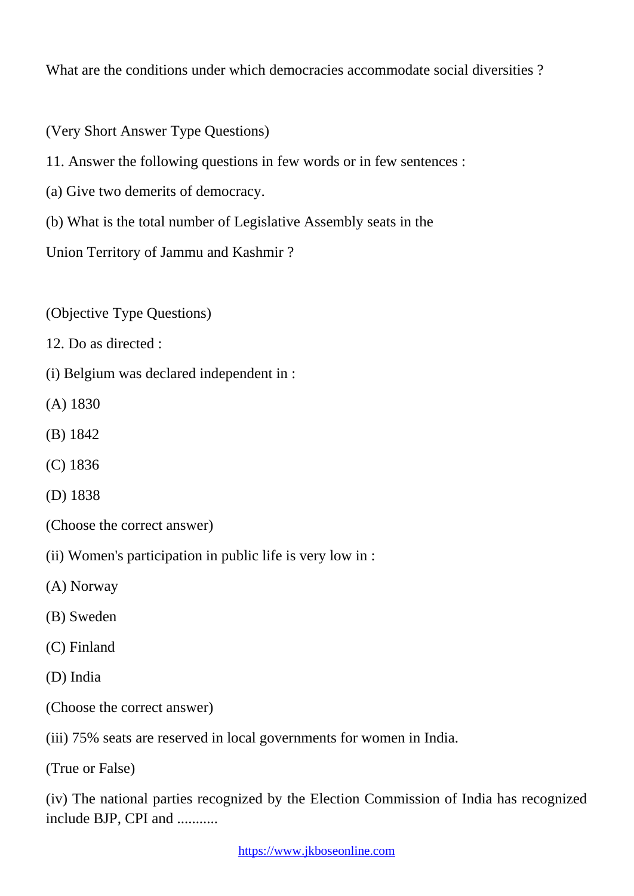What are the conditions under which democracies accommodate social diversities ?

(Very Short Answer Type Questions)

11. Answer the following questions in few words or in few sentences :

(a) Give two demerits of democracy.

(b) What is the total number of Legislative Assembly seats in the Union Territory of Jammu and Kashmir ?

(Objective Type Questions)

12. Do as directed :

(i) Belgium was declared independent in :

(A) 1830

(B) 1842

(C) 1836

(D) 1838

(Choose the correct answer)

(ii) Women's participation in public life is very low in :

(A) Norway

(B) Sweden

(C) Finland

(D) India

(Choose the correct answer)

(iii) 75% seats are reserved in local governments for women in India.

(True or False)

(iv) The national parties recognized by the Election Commission of India has recognized include BJP, CPI and ...........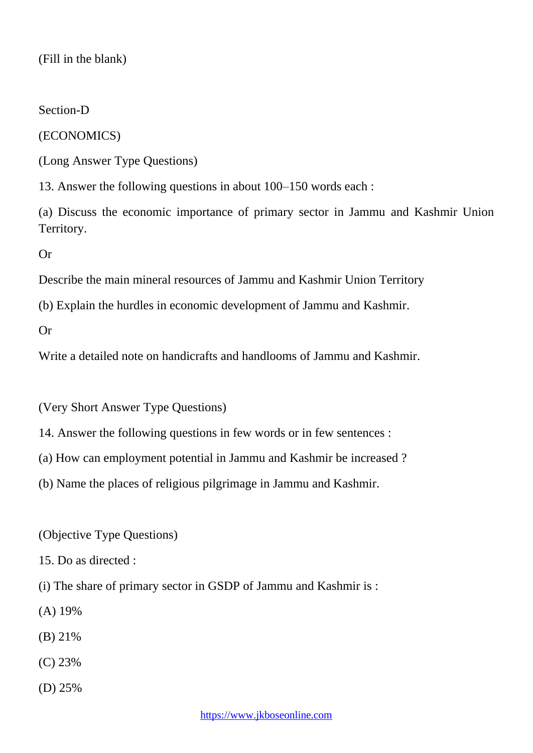(Fill in the blank)

Section-D

(ECONOMICS)

(Long Answer Type Questions)

13. Answer the following questions in about 100–150 words each :

(a) Discuss the economic importance of primary sector in Jammu and Kashmir Union Territory.

Or

Describe the main mineral resources of Jammu and Kashmir Union Territory

(b) Explain the hurdles in economic development of Jammu and Kashmir.

Or

Write a detailed note on handicrafts and handlooms of Jammu and Kashmir.

(Very Short Answer Type Questions)

14. Answer the following questions in few words or in few sentences :

(a) How can employment potential in Jammu and Kashmir be increased ?

(b) Name the places of religious pilgrimage in Jammu and Kashmir.

(Objective Type Questions)

15. Do as directed :

(i) The share of primary sector in GSDP of Jammu and Kashmir is :

(A) 19%

(B) 21%

(C) 23%

(D) 25%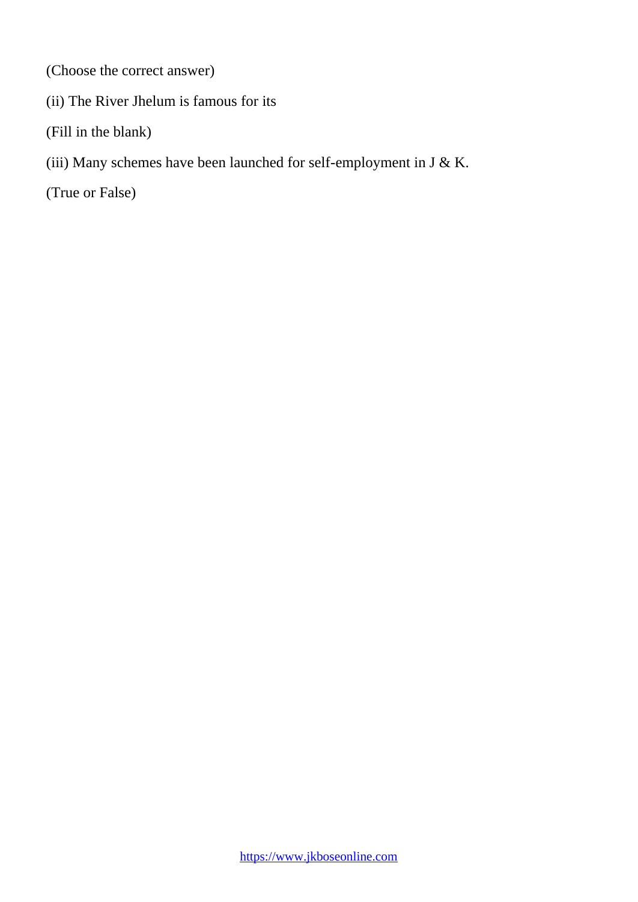(Choose the correct answer)

(ii) The River Jhelum is famous for its

(Fill in the blank)

(iii) Many schemes have been launched for self-employment in J & K.

(True or False)